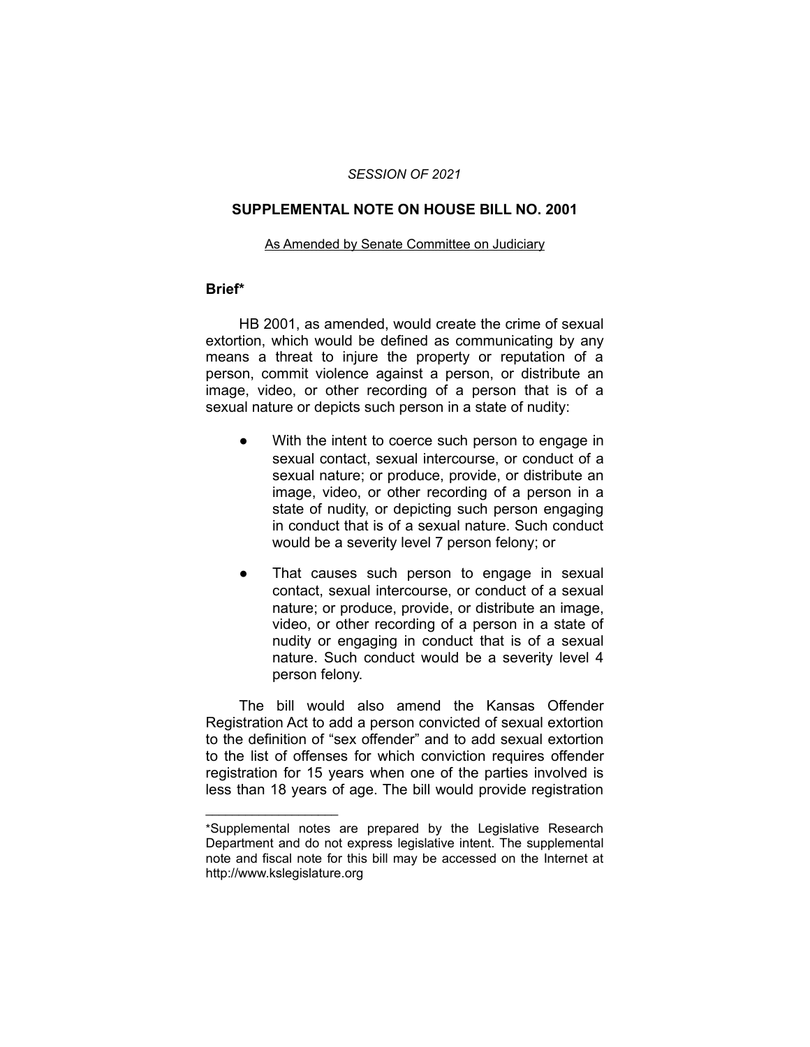*SESSION OF 2021*

## SUPPLEMENTAL NOTE ON HOUSE BILL NO. 2001

As Amended by Senate Committee on Judiciary

### Brief*

HB 2001, as amended, would create the crime of sexual extortion, which would be defined as communicating by any means a threat to injure the property or reputation of a person, commit violence against a person, or distribute an image, video, or other recording of a person that is of a sexual nature or depicts such person in a state of nudity:

- With the intent to coerce such person to engage in sexual contact, sexual intercourse, or conduct of a sexual nature; or produce, provide, or distribute an image, video, or other recording of a person in a state of nudity, or depicting such person engaging in conduct that is of a sexual nature. Such conduct would be a severity level 7 person felony; or
- That causes such person to engage in sexual contact, sexual intercourse, or conduct of a sexual nature; or produce, provide, or distribute an image, video, or other recording of a person in a state of nudity or engaging in conduct that is of a sexual nature. Such conduct would be a severity level 4 person felony.

The bill would also amend the Kansas Offender Registration Act to add a person convicted of sexual extortion to the definition of "sex offender" and to add sexual extortion to the list of offenses for which conviction requires offender registration for 15 years when one of the parties involved is less than 18 years of age. The bill would provide registration

---

*Supplemental notes are prepared by the Legislative Research Department and do not express legislative intent. The supplemental note and fiscal note for this bill may be accessed on the Internet at http://www.kslegislature.org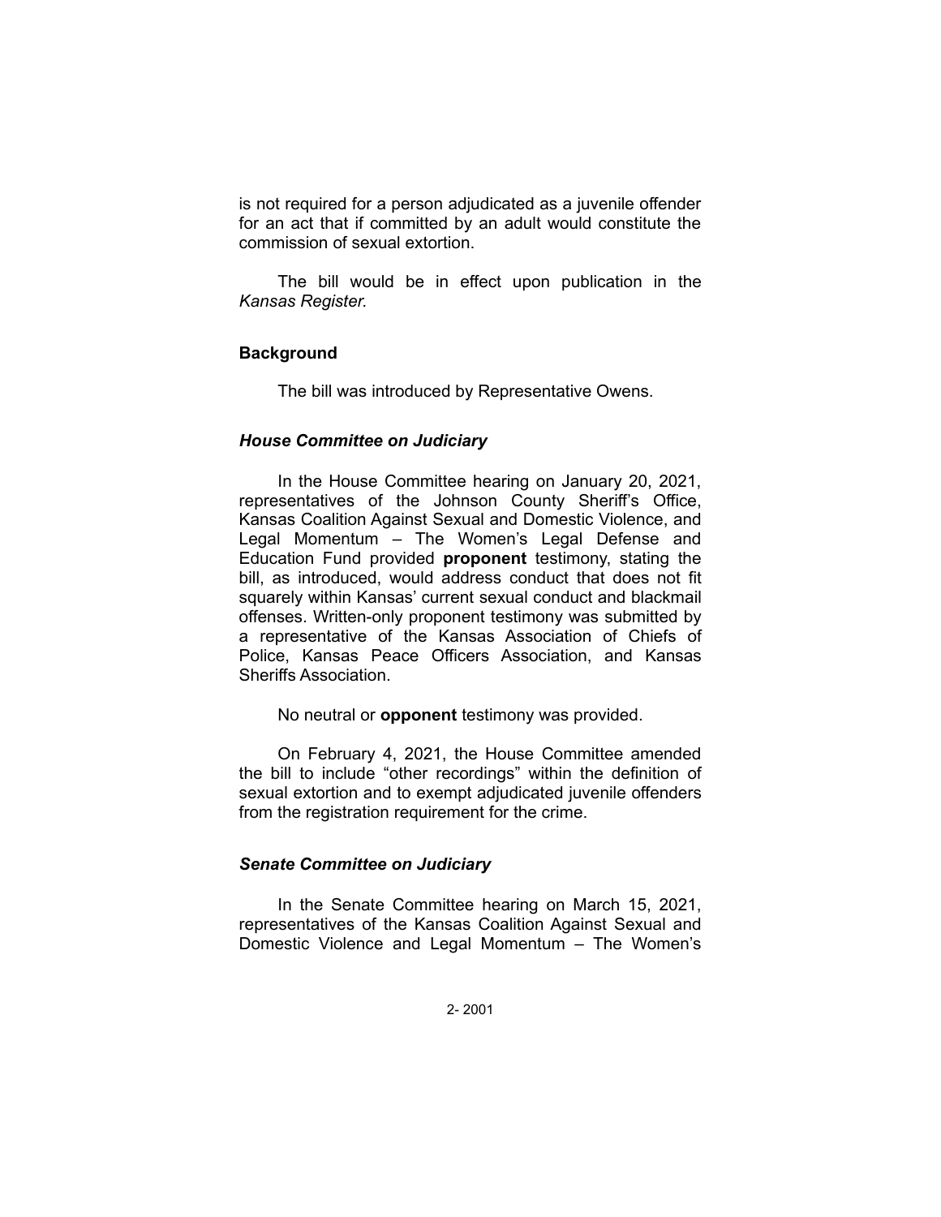is not required for a person adjudicated as a juvenile offender for an act that if committed by an adult would constitute the commission of sexual extortion.

The bill would be in effect upon publication in the *Kansas Register.*

## Background

The bill was introduced by Representative Owens.

### *House Committee on Judiciary*

In the House Committee hearing on January 20, 2021, representatives of the Johnson County Sheriff's Office, Kansas Coalition Against Sexual and Domestic Violence, and Legal Momentum – The Women's Legal Defense and Education Fund provided **proponent** testimony, stating the bill, as introduced, would address conduct that does not fit squarely within Kansas' current sexual conduct and blackmail offenses. Written-only proponent testimony was submitted by a representative of the Kansas Association of Chiefs of Police, Kansas Peace Officers Association, and Kansas Sheriffs Association.

No neutral or **opponent** testimony was provided.

On February 4, 2021, the House Committee amended the bill to include "other recordings" within the definition of sexual extortion and to exempt adjudicated juvenile offenders from the registration requirement for the crime.

### *Senate Committee on Judiciary*

In the Senate Committee hearing on March 15, 2021, representatives of the Kansas Coalition Against Sexual and Domestic Violence and Legal Momentum – The Women's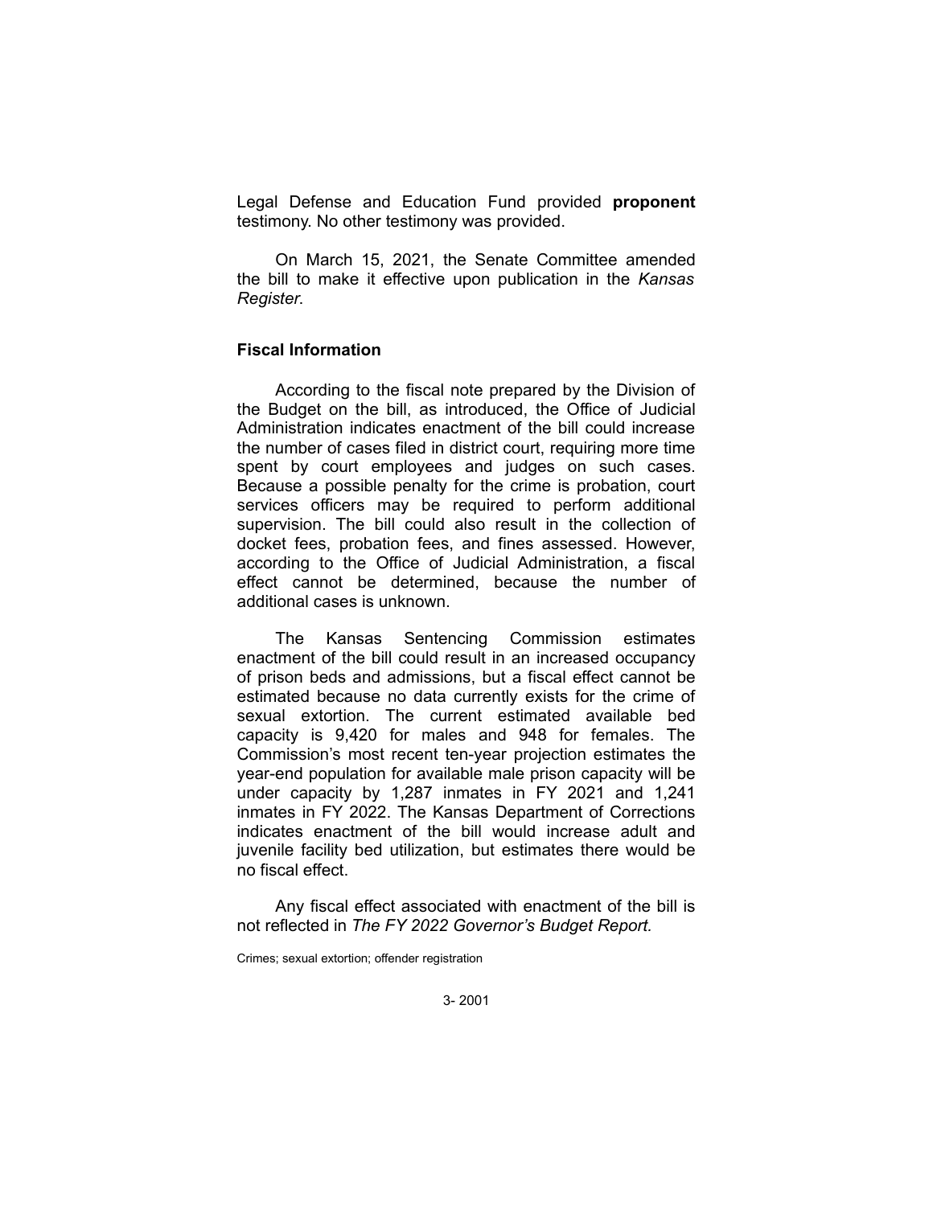Legal Defense and Education Fund provided **proponent** testimony. No other testimony was provided.

On March 15, 2021, the Senate Committee amended the bill to make it effective upon publication in the *Kansas Register*.

### Fiscal Information

According to the fiscal note prepared by the Division of the Budget on the bill, as introduced, the Office of Judicial Administration indicates enactment of the bill could increase the number of cases filed in district court, requiring more time spent by court employees and judges on such cases. Because a possible penalty for the crime is probation, court services officers may be required to perform additional supervision. The bill could also result in the collection of docket fees, probation fees, and fines assessed. However, according to the Office of Judicial Administration, a fiscal effect cannot be determined, because the number of additional cases is unknown.

The Kansas Sentencing Commission estimates enactment of the bill could result in an increased occupancy of prison beds and admissions, but a fiscal effect cannot be estimated because no data currently exists for the crime of sexual extortion. The current estimated available bed capacity is 9,420 for males and 948 for females. The Commission's most recent ten-year projection estimates the year-end population for available male prison capacity will be under capacity by 1,287 inmates in FY 2021 and 1,241 inmates in FY 2022. The Kansas Department of Corrections indicates enactment of the bill would increase adult and juvenile facility bed utilization, but estimates there would be no fiscal effect.

Any fiscal effect associated with enactment of the bill is not reflected in *The FY 2022 Governor's Budget Report.*

Crimes; sexual extortion; offender registration